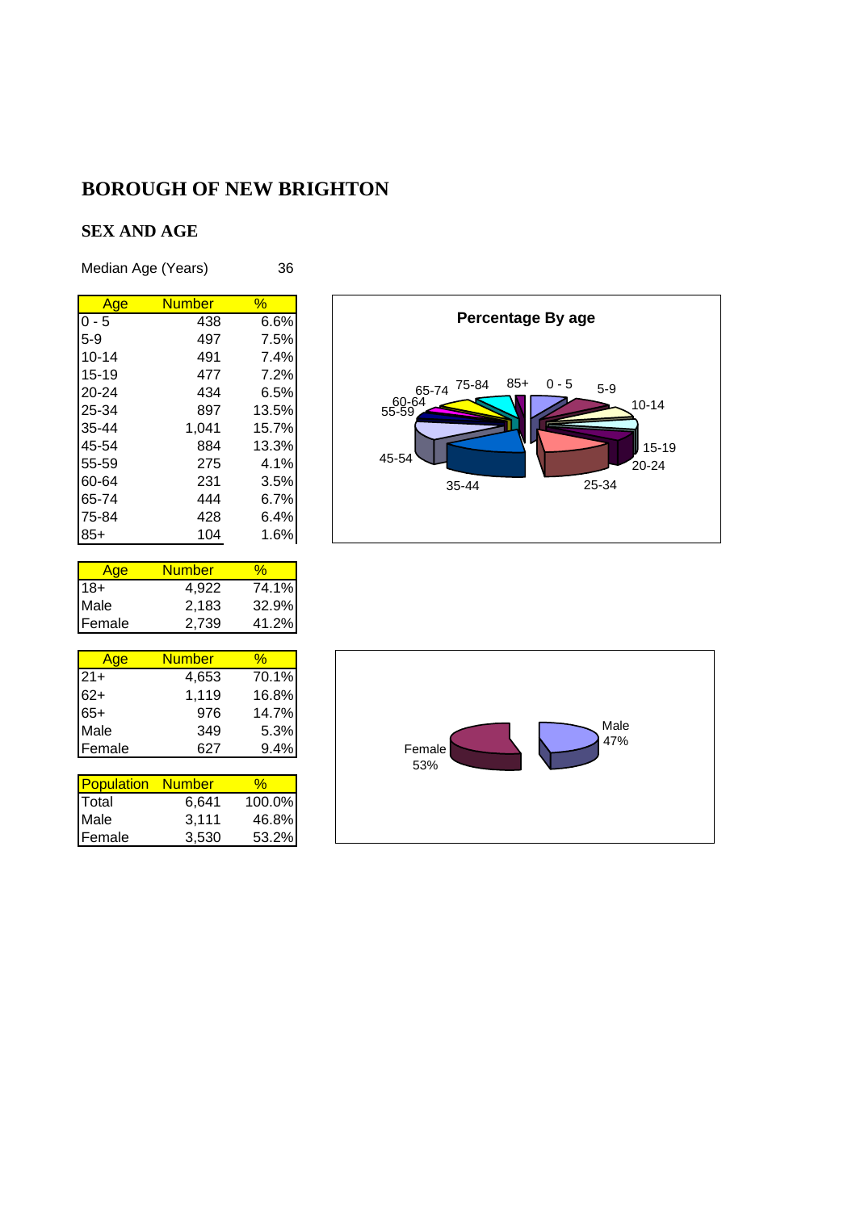# BOROUGH OF NEW BRIGHTON

## SEX AND AGE

Median Age (Years) 36

| Age | Number | % |
|---|---|---|
| 0 - 5 | 438 | 6.6% |
| 5-9 | 497 | 7.5% |
| 10-14 | 491 | 7.4% |
| 15-19 | 477 | 7.2% |
| 20-24 | 434 | 6.5% |
| 25-34 | 897 | 13.5% |
| 35-44 | 1,041 | 15.7% |
| 45-54 | 884 | 13.3% |
| 55-59 | 275 | 4.1% |
| 60-64 | 231 | 3.5% |
| 65-74 | 444 | 6.7% |
| 75-84 | 428 | 6.4% |
| 85+ | 104 | 1.6% |

**Percentage By age**

| Age | Number | % |
|---|---|---|
| 18+ | 4,922 | 74.1% |
| Male | 2,183 | 32.9% |
| Female | 2,739 | 41.2% |

| Age | Number | % |
|---|---|---|
| 21+ | 4,653 | 70.1% |
| 62+ | 1,119 | 16.8% |
| 65+ | 976 | 14.7% |
| Male | 349 | 5.3% |
| Female | 627 | 9.4% |

| Population | Number | % |
|---|---|---|
| Total | 6,641 | 100.0% |
| Male | 3,111 | 46.8% |
| Female | 3,530 | 53.2% |

Female 53%

Male 47%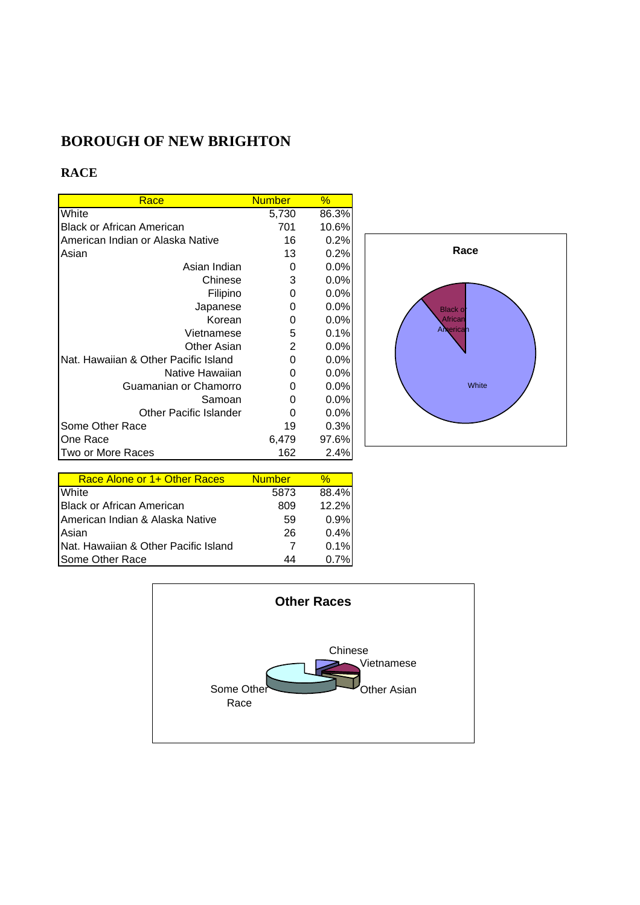# BOROUGH OF NEW BRIGHTON

## RACE

| Race | Number | % |
|---|---|---|
| White | 5,730 | 86.3% |
| Black or African American | 701 | 10.6% |
| American Indian or Alaska Native | 16 | 0.2% |
| Asian | 13 | 0.2% |
| Asian Indian | 0 | 0.0% |
| Chinese | 3 | 0.0% |
| Filipino | 0 | 0.0% |
| Japanese | 0 | 0.0% |
| Korean | 0 | 0.0% |
| Vietnamese | 5 | 0.1% |
| Other Asian | 2 | 0.0% |
| Nat. Hawaiian & Other Pacific Island | 0 | 0.0% |
| Native Hawaiian | 0 | 0.0% |
| Guamanian or Chamorro | 0 | 0.0% |
| Samoan | 0 | 0.0% |
| Other Pacific Islander | 0 | 0.0% |
| Some Other Race | 19 | 0.3% |
| One Race | 6,479 | 97.6% |
| Two or More Races | 162 | 2.4% |

| Race Alone or 1+ Other Races | Number | % |
|---|---|---|
| White | 5873 | 88.4% |
| Black or African American | 809 | 12.2% |
| American Indian & Alaska Native | 59 | 0.9% |
| Asian | 26 | 0.4% |
| Nat. Hawaiian & Other Pacific Island | 7 | 0.1% |
| Some Other Race | 44 | 0.7% |

**Race**

White; Black or African American

**Other Races**

Chinese; Vietnamese; Other Asian; Some Other Race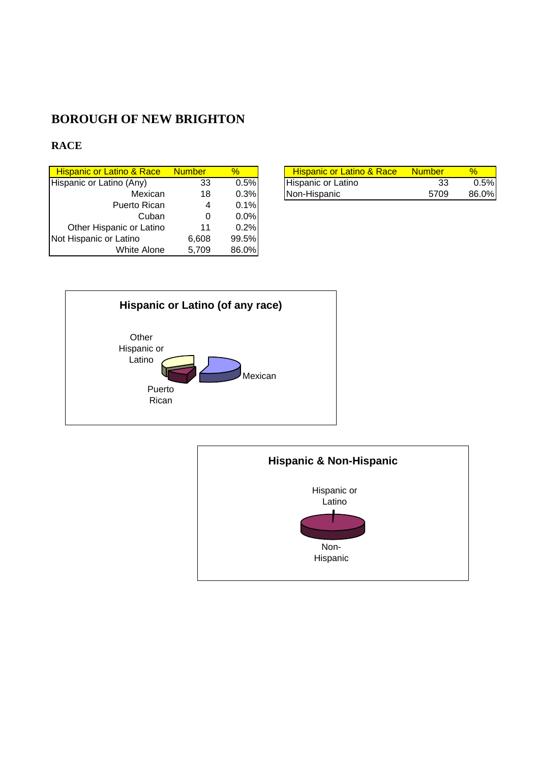# BOROUGH OF NEW BRIGHTON

## RACE

| Hispanic or Latino & Race | Number | % |
|---|---|---|
| Hispanic or Latino (Any) | 33 | 0.5% |
| Mexican | 18 | 0.3% |
| Puerto Rican | 4 | 0.1% |
| Cuban | 0 | 0.0% |
| Other Hispanic or Latino | 11 | 0.2% |
| Not Hispanic or Latino | 6,608 | 99.5% |
| White Alone | 5,709 | 86.0% |

| Hispanic or Latino & Race | Number | % |
|---|---|---|
| Hispanic or Latino | 33 | 0.5% |
| Non-Hispanic | 5709 | 86.0% |

**Hispanic or Latino (of any race)**

Other Hispanic or Latino

Mexican

Puerto Rican

**Hispanic & Non-Hispanic**

Hispanic or Latino

Non-Hispanic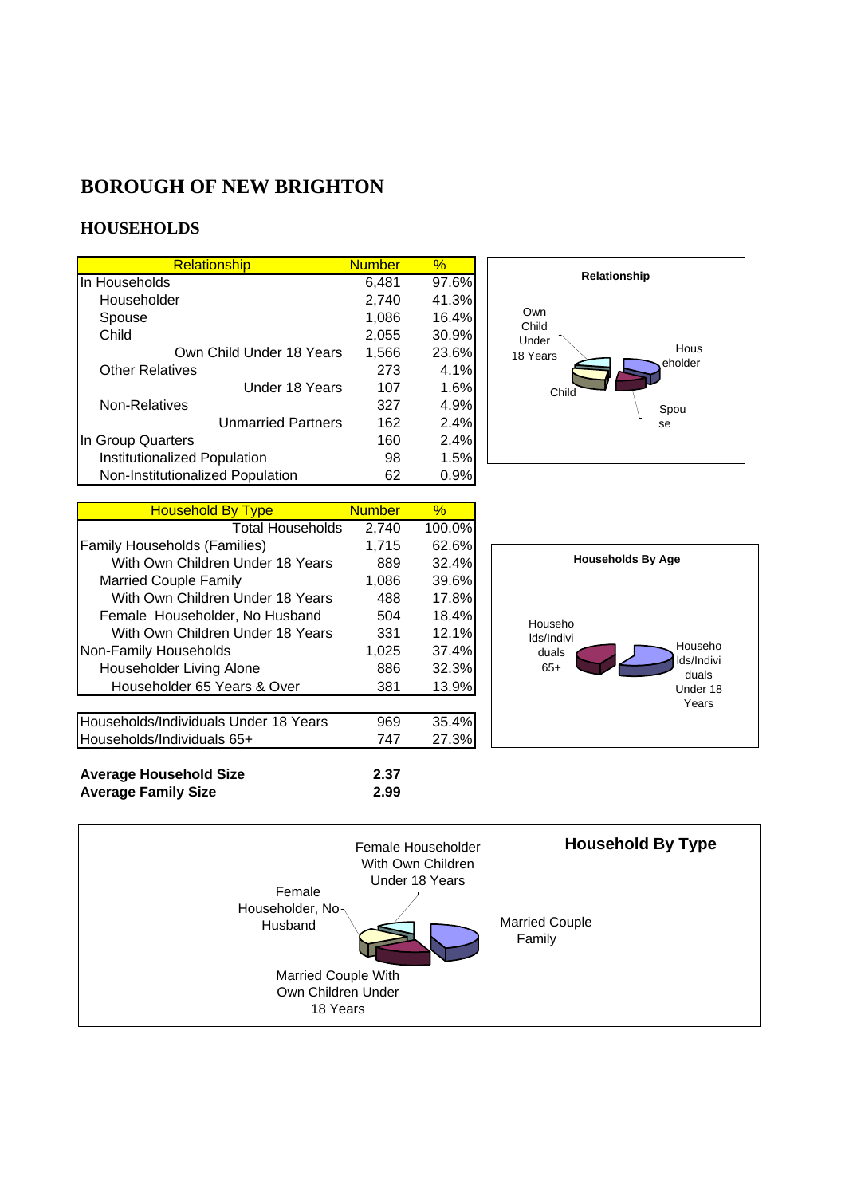# BOROUGH OF NEW BRIGHTON

## HOUSEHOLDS

| Relationship | Number | % |
|---|---|---|
| In Households | 6,481 | 97.6% |
| Householder | 2,740 | 41.3% |
| Spouse | 1,086 | 16.4% |
| Child | 2,055 | 30.9% |
| Own Child Under 18 Years | 1,566 | 23.6% |
| Other Relatives | 273 | 4.1% |
| Under 18 Years | 107 | 1.6% |
| Non-Relatives | 327 | 4.9% |
| Unmarried Partners | 162 | 2.4% |
| In Group Quarters | 160 | 2.4% |
| Institutionalized Population | 98 | 1.5% |
| Non-Institutionalized Population | 62 | 0.9% |

| Household By Type | Number | % |
|---|---|---|
| Total Households | 2,740 | 100.0% |
| Family Households (Families) | 1,715 | 62.6% |
| With Own Children Under 18 Years | 889 | 32.4% |
| Married Couple Family | 1,086 | 39.6% |
| With Own Children Under 18 Years | 488 | 17.8% |
| Female Householder, No Husband | 504 | 18.4% |
| With Own Children Under 18 Years | 331 | 12.1% |
| Non-Family Households | 1,025 | 37.4% |
| Householder Living Alone | 886 | 32.3% |
| Householder 65 Years & Over | 381 | 13.9% |

| | | |
|---|---|---|
| Households/Individuals Under 18 Years | 969 | 35.4% |
| Households/Individuals 65+ | 747 | 27.3% |

**Average Household Size** **2.37**
**Average Family Size** **2.99**

Relationship

Households By Age

Household By Type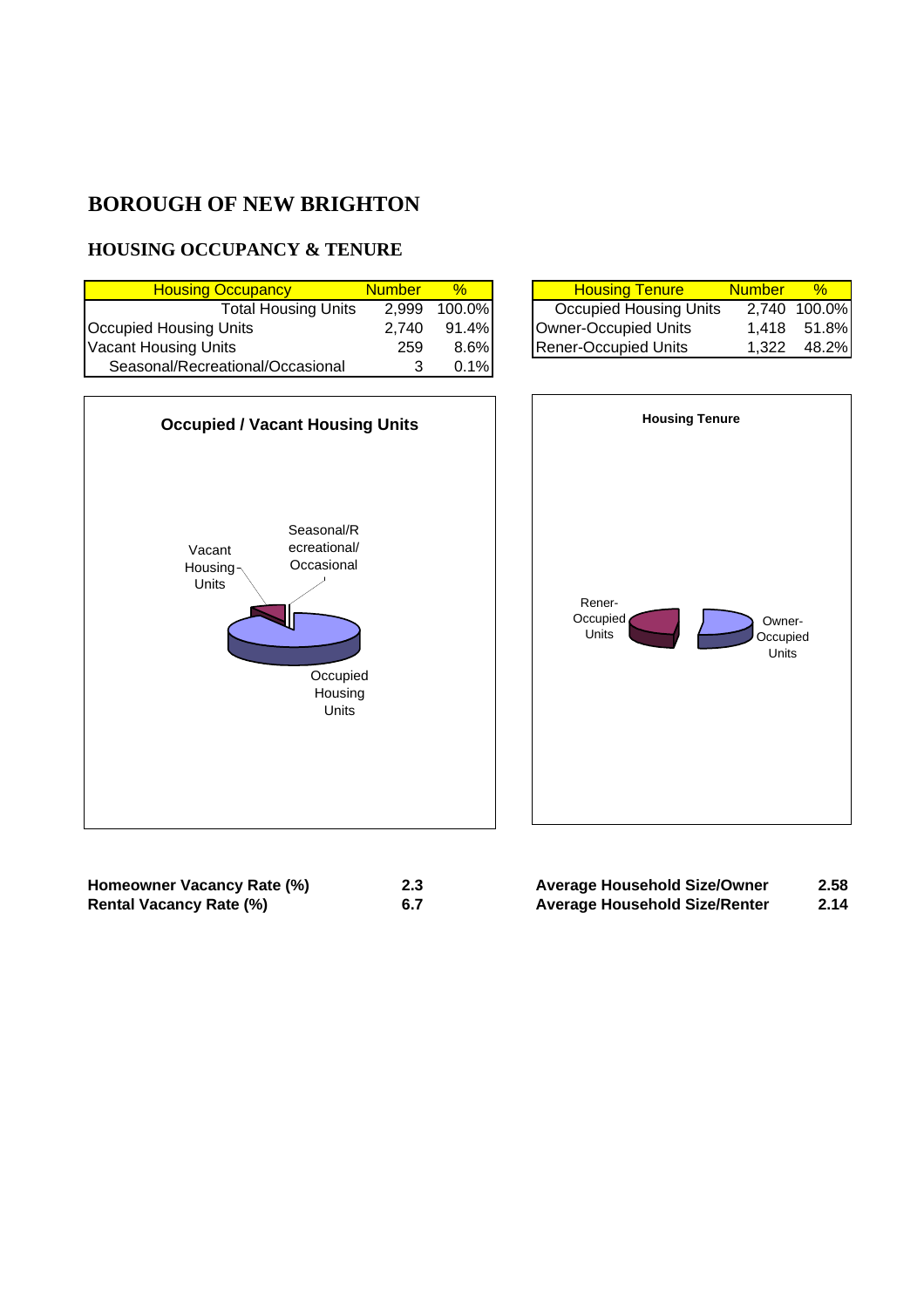# BOROUGH OF NEW BRIGHTON

## HOUSING OCCUPANCY & TENURE

| Housing Occupancy | Number | % |
|---|---|---|
| Total Housing Units | 2,999 | 100.0% |
| Occupied Housing Units | 2,740 | 91.4% |
| Vacant Housing Units | 259 | 8.6% |
| Seasonal/Recreational/Occasional | 3 | 0.1% |

| Housing Tenure | Number | % |
|---|---|---|
| Occupied Housing Units | 2,740 | 100.0% |
| Owner-Occupied Units | 1,418 | 51.8% |
| Rener-Occupied Units | 1,322 | 48.2% |

Occupied / Vacant Housing Units

Vacant Housing Units

Seasonal/Recreational/Occasional

Occupied Housing Units

Housing Tenure

Rener-Occupied Units

Owner-Occupied Units

| | |
|---|---|
| **Homeowner Vacancy Rate (%)** | **2.3** |
| **Rental Vacancy Rate (%)** | **6.7** |

| | |
|---|---|
| **Average Household Size/Owner** | **2.58** |
| **Average Household Size/Renter** | **2.14** |